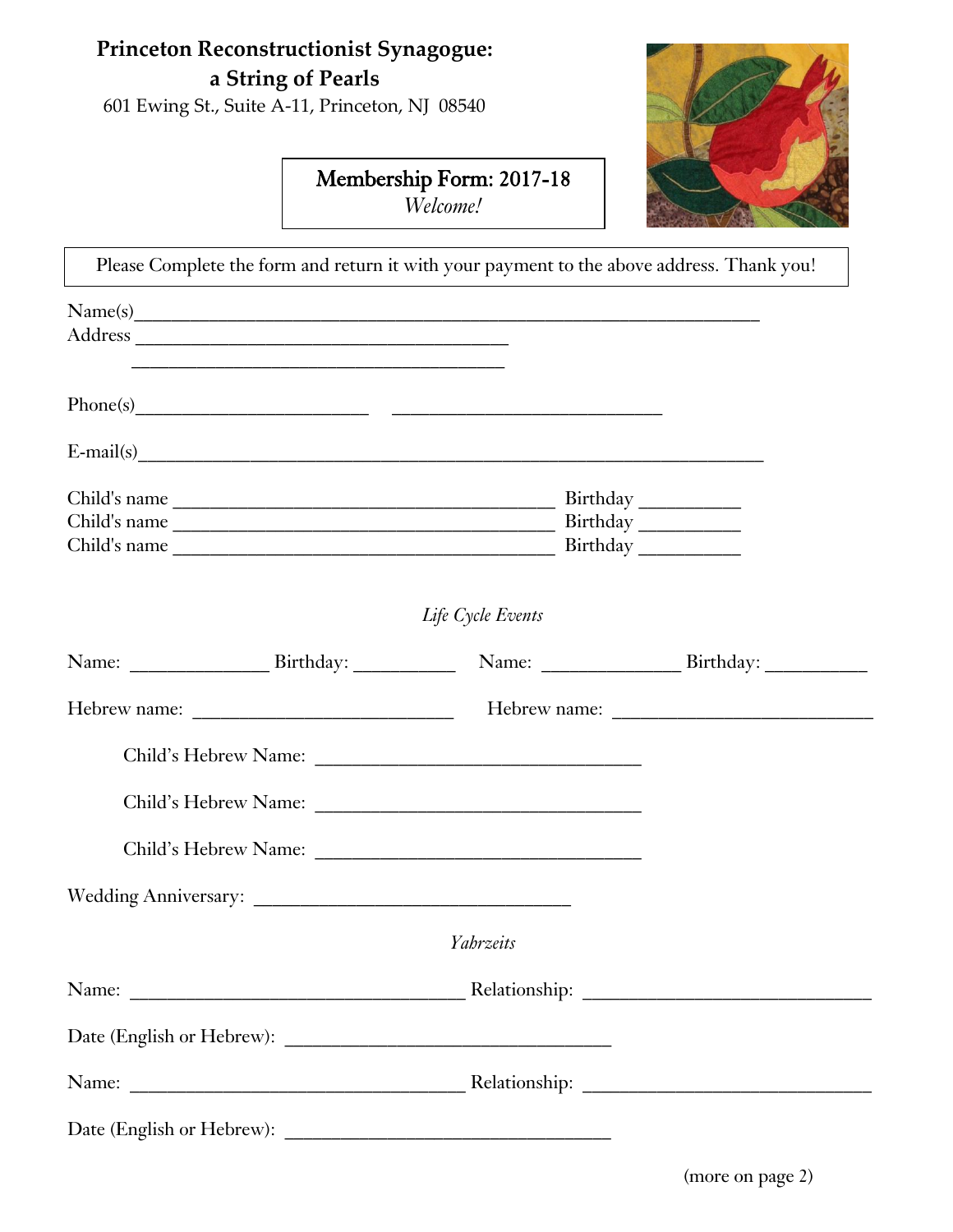# Princeton Reconstructionist Synagogue: a String of Pearls

601 Ewing St., Suite A-11, Princeton, NJ 08540

**Membership Form: 2017-18**
*Welcome!*

Please Complete the form and return it with your payment to the above address. Thank you!

Name(s)_______________________________________________________________

Address ________________________________________

________________________________________

Phone(s)________________________ ____________________________

E-mail(s)_________________________________________________________________

Child's name ________________________________________ Birthday __________

Child's name ________________________________________ Birthday __________

Child's name ________________________________________ Birthday __________

*Life Cycle Events*

Name: ______________ Birthday: __________ Name: ______________ Birthday: __________

Hebrew name: ___________________________ Hebrew name: ___________________________

Child's Hebrew Name: __________________________________

Child's Hebrew Name: __________________________________

Child's Hebrew Name: __________________________________

Wedding Anniversary: _________________________________

*Yahrzeits*

Name: ___________________________________ Relationship: ______________________________

Date (English or Hebrew): __________________________________

Name: ___________________________________ Relationship: ______________________________

Date (English or Hebrew): __________________________________

(more on page 2)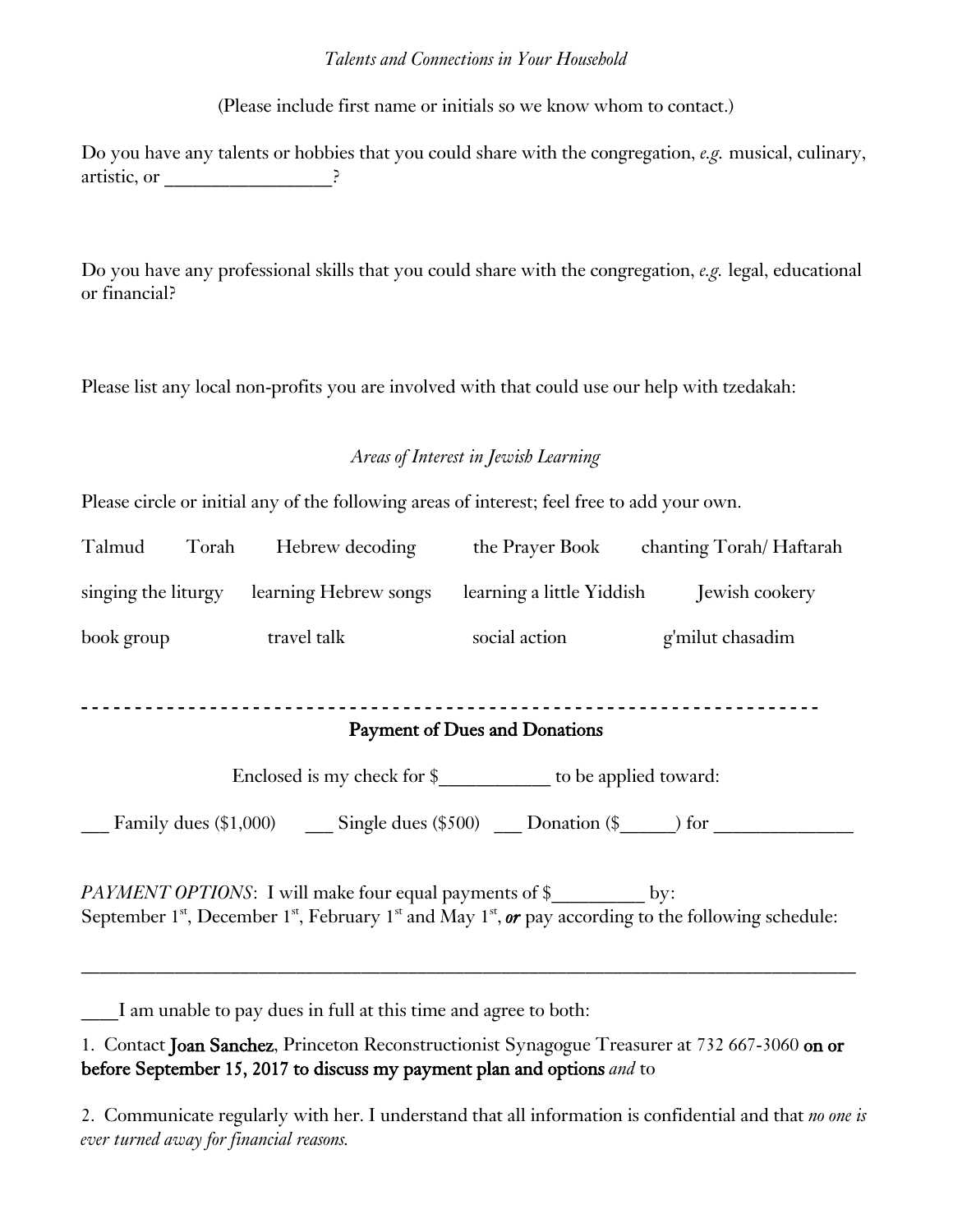*Talents and Connections in Your Household*

(Please include first name or initials so we know whom to contact.)

Do you have any talents or hobbies that you could share with the congregation, *e.g.* musical, culinary, artistic, or _________________?

Do you have any professional skills that you could share with the congregation, *e.g.* legal, educational or financial?

Please list any local non-profits you are involved with that could use our help with tzedakah:

*Areas of Interest in Jewish Learning*

Please circle or initial any of the following areas of interest; feel free to add your own.

Talmud    Torah    Hebrew decoding    the Prayer Book    chanting Torah/ Haftarah

singing the liturgy    learning Hebrew songs    learning a little Yiddish    Jewish cookery

book group    travel talk    social action    g'milut chasadim

- - - - - - - - - - - - - - - - - - - - - - - - - - - - - - - - - - - - - - - - - - - - - - - - - - - - - - - - - - - - - - - - - - - -

## Payment of Dues and Donations

Enclosed is my check for $___________ to be applied toward:

___ Family dues ($1,000)    ___ Single dues ($500)    ___ Donation ($______) for ______________

*PAYMENT OPTIONS*: I will make four equal payments of $_________ by:
September 1st, December 1st, February 1st and May 1st, ***or*** pay according to the following schedule:

________________________________________________________________________________

____I am unable to pay dues in full at this time and agree to both:

1. Contact **Joan Sanchez**, Princeton Reconstructionist Synagogue Treasurer at 732 667-3060 **on or before September 15, 2017 to discuss my payment plan and options** *and* to

2. Communicate regularly with her. I understand that all information is confidential and that *no one is ever turned away for financial reasons.*